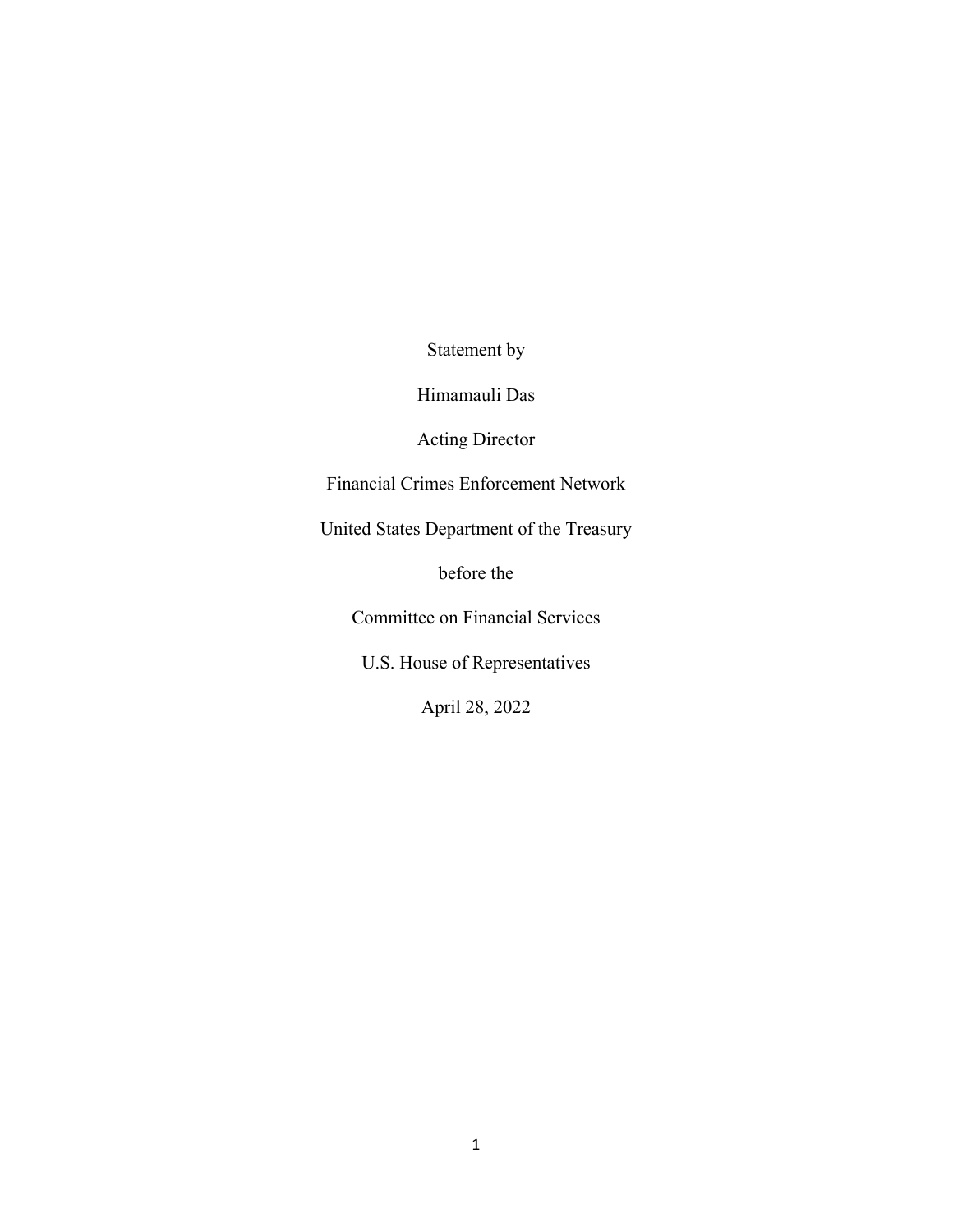Statement by

Himamauli Das

Acting Director

Financial Crimes Enforcement Network

United States Department of the Treasury

before the

Committee on Financial Services

U.S. House of Representatives

April 28, 2022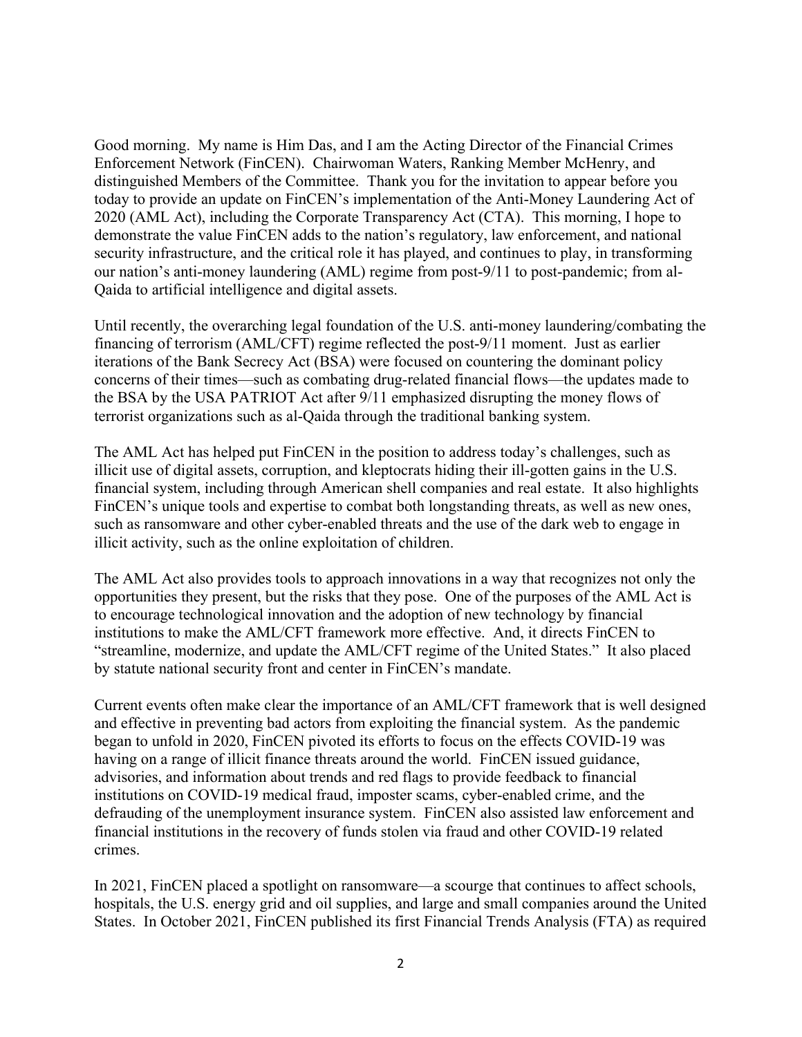Good morning. My name is Him Das, and I am the Acting Director of the Financial Crimes Enforcement Network (FinCEN). Chairwoman Waters, Ranking Member McHenry, and distinguished Members of the Committee. Thank you for the invitation to appear before you today to provide an update on FinCEN's implementation of the Anti-Money Laundering Act of 2020 (AML Act), including the Corporate Transparency Act (CTA). This morning, I hope to demonstrate the value FinCEN adds to the nation's regulatory, law enforcement, and national security infrastructure, and the critical role it has played, and continues to play, in transforming our nation's anti-money laundering (AML) regime from post-9/11 to post-pandemic; from al-Qaida to artificial intelligence and digital assets.

Until recently, the overarching legal foundation of the U.S. anti-money laundering/combating the financing of terrorism (AML/CFT) regime reflected the post-9/11 moment. Just as earlier iterations of the Bank Secrecy Act (BSA) were focused on countering the dominant policy concerns of their times—such as combating drug-related financial flows—the updates made to the BSA by the USA PATRIOT Act after 9/11 emphasized disrupting the money flows of terrorist organizations such as al-Qaida through the traditional banking system.

The AML Act has helped put FinCEN in the position to address today's challenges, such as illicit use of digital assets, corruption, and kleptocrats hiding their ill-gotten gains in the U.S. financial system, including through American shell companies and real estate. It also highlights FinCEN's unique tools and expertise to combat both longstanding threats, as well as new ones, such as ransomware and other cyber-enabled threats and the use of the dark web to engage in illicit activity, such as the online exploitation of children.

The AML Act also provides tools to approach innovations in a way that recognizes not only the opportunities they present, but the risks that they pose. One of the purposes of the AML Act is to encourage technological innovation and the adoption of new technology by financial institutions to make the AML/CFT framework more effective. And, it directs FinCEN to "streamline, modernize, and update the AML/CFT regime of the United States." It also placed by statute national security front and center in FinCEN's mandate.

Current events often make clear the importance of an AML/CFT framework that is well designed and effective in preventing bad actors from exploiting the financial system. As the pandemic began to unfold in 2020, FinCEN pivoted its efforts to focus on the effects COVID-19 was having on a range of illicit finance threats around the world. FinCEN issued guidance, advisories, and information about trends and red flags to provide feedback to financial institutions on COVID-19 medical fraud, imposter scams, cyber-enabled crime, and the defrauding of the unemployment insurance system. FinCEN also assisted law enforcement and financial institutions in the recovery of funds stolen via fraud and other COVID-19 related crimes.

In 2021, FinCEN placed a spotlight on ransomware—a scourge that continues to affect schools, hospitals, the U.S. energy grid and oil supplies, and large and small companies around the United States. In October 2021, FinCEN published its first Financial Trends Analysis (FTA) as required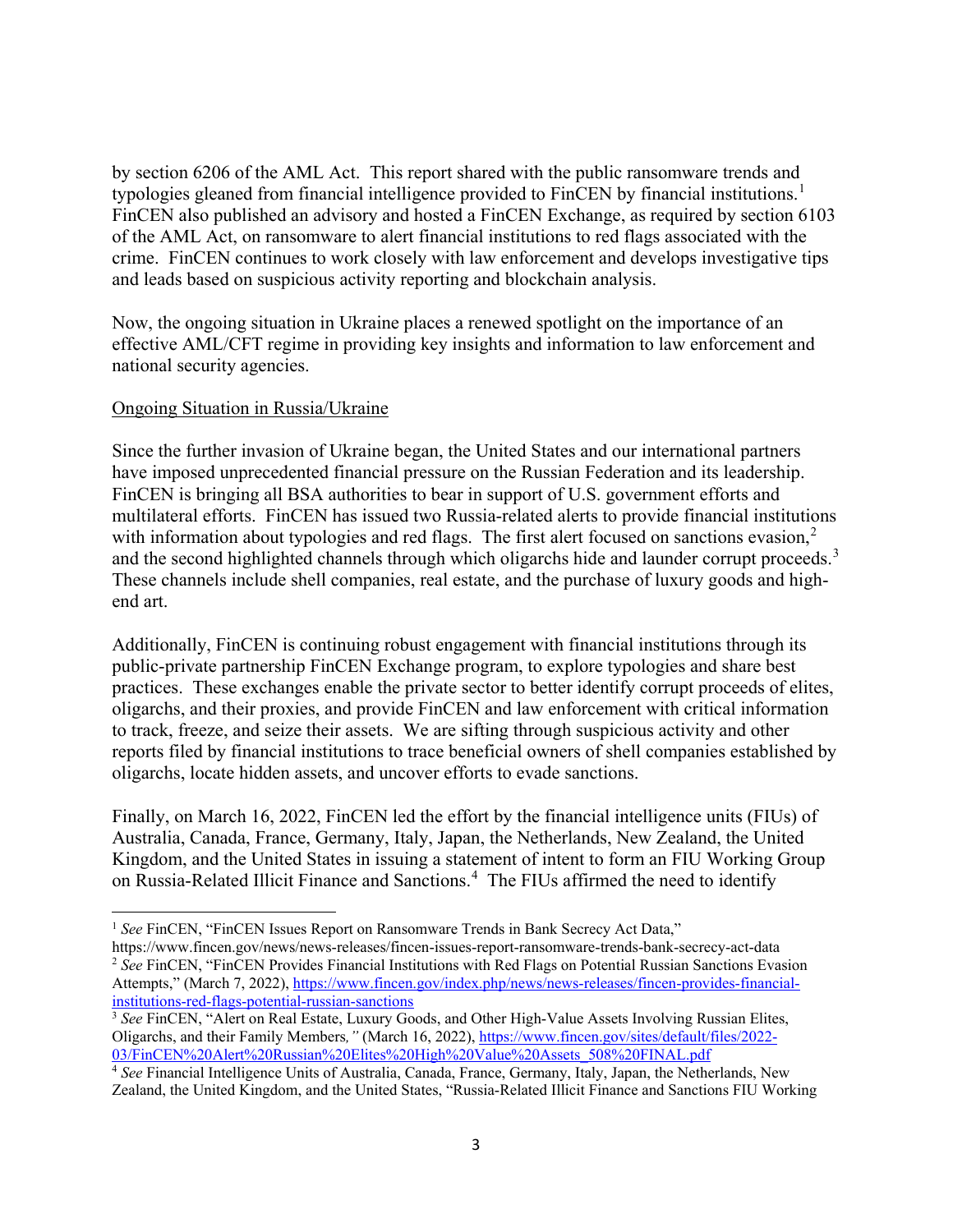by section 6206 of the AML Act. This report shared with the public ransomware trends and typologies gleaned from financial intelligence provided to FinCEN by financial institutions.[1] FinCEN also published an advisory and hosted a FinCEN Exchange, as required by section 6103 of the AML Act, on ransomware to alert financial institutions to red flags associated with the crime. FinCEN continues to work closely with law enforcement and develops investigative tips and leads based on suspicious activity reporting and blockchain analysis.

Now, the ongoing situation in Ukraine places a renewed spotlight on the importance of an effective AML/CFT regime in providing key insights and information to law enforcement and national security agencies.

<u>Ongoing Situation in Russia/Ukraine</u>

Since the further invasion of Ukraine began, the United States and our international partners have imposed unprecedented financial pressure on the Russian Federation and its leadership. FinCEN is bringing all BSA authorities to bear in support of U.S. government efforts and multilateral efforts. FinCEN has issued two Russia-related alerts to provide financial institutions with information about typologies and red flags. The first alert focused on sanctions evasion,[2] and the second highlighted channels through which oligarchs hide and launder corrupt proceeds.[3] These channels include shell companies, real estate, and the purchase of luxury goods and high-end art.

Additionally, FinCEN is continuing robust engagement with financial institutions through its public-private partnership FinCEN Exchange program, to explore typologies and share best practices. These exchanges enable the private sector to better identify corrupt proceeds of elites, oligarchs, and their proxies, and provide FinCEN and law enforcement with critical information to track, freeze, and seize their assets. We are sifting through suspicious activity and other reports filed by financial institutions to trace beneficial owners of shell companies established by oligarchs, locate hidden assets, and uncover efforts to evade sanctions.

Finally, on March 16, 2022, FinCEN led the effort by the financial intelligence units (FIUs) of Australia, Canada, France, Germany, Italy, Japan, the Netherlands, New Zealand, the United Kingdom, and the United States in issuing a statement of intent to form an FIU Working Group on Russia-Related Illicit Finance and Sanctions.[4] The FIUs affirmed the need to identify

---

[1] *See* FinCEN, "FinCEN Issues Report on Ransomware Trends in Bank Secrecy Act Data," https://www.fincen.gov/news/news-releases/fincen-issues-report-ransomware-trends-bank-secrecy-act-data

[2] *See* FinCEN, "FinCEN Provides Financial Institutions with Red Flags on Potential Russian Sanctions Evasion Attempts," (March 7, 2022), https://www.fincen.gov/index.php/news/news-releases/fincen-provides-financial-institutions-red-flags-potential-russian-sanctions

[3] *See* FinCEN, "Alert on Real Estate, Luxury Goods, and Other High-Value Assets Involving Russian Elites, Oligarchs, and their Family Members*,"* (March 16, 2022), https://www.fincen.gov/sites/default/files/2022-03/FinCEN%20Alert%20Russian%20Elites%20High%20Value%20Assets_508%20FINAL.pdf

[4] *See* Financial Intelligence Units of Australia, Canada, France, Germany, Italy, Japan, the Netherlands, New Zealand, the United Kingdom, and the United States, "Russia-Related Illicit Finance and Sanctions FIU Working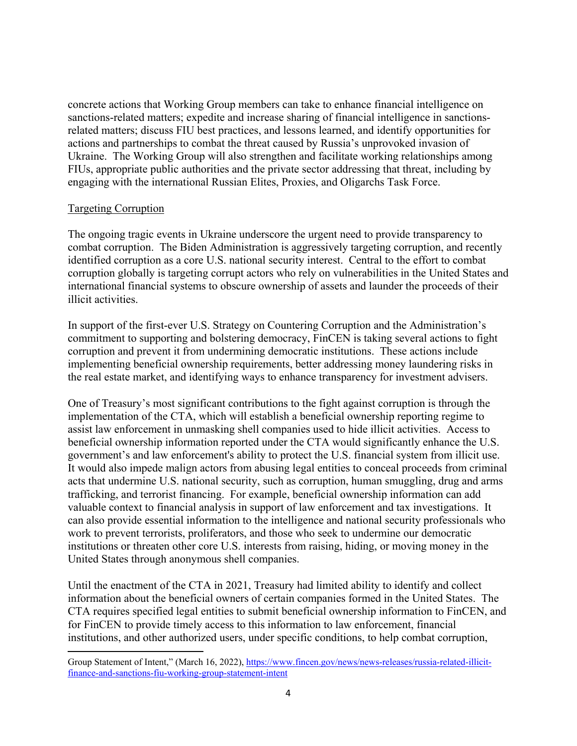concrete actions that Working Group members can take to enhance financial intelligence on sanctions-related matters; expedite and increase sharing of financial intelligence in sanctions-related matters; discuss FIU best practices, and lessons learned, and identify opportunities for actions and partnerships to combat the threat caused by Russia's unprovoked invasion of Ukraine. The Working Group will also strengthen and facilitate working relationships among FIUs, appropriate public authorities and the private sector addressing that threat, including by engaging with the international Russian Elites, Proxies, and Oligarchs Task Force.

## Targeting Corruption

The ongoing tragic events in Ukraine underscore the urgent need to provide transparency to combat corruption. The Biden Administration is aggressively targeting corruption, and recently identified corruption as a core U.S. national security interest. Central to the effort to combat corruption globally is targeting corrupt actors who rely on vulnerabilities in the United States and international financial systems to obscure ownership of assets and launder the proceeds of their illicit activities.

In support of the first-ever U.S. Strategy on Countering Corruption and the Administration's commitment to supporting and bolstering democracy, FinCEN is taking several actions to fight corruption and prevent it from undermining democratic institutions. These actions include implementing beneficial ownership requirements, better addressing money laundering risks in the real estate market, and identifying ways to enhance transparency for investment advisers.

One of Treasury's most significant contributions to the fight against corruption is through the implementation of the CTA, which will establish a beneficial ownership reporting regime to assist law enforcement in unmasking shell companies used to hide illicit activities. Access to beneficial ownership information reported under the CTA would significantly enhance the U.S. government's and law enforcement's ability to protect the U.S. financial system from illicit use. It would also impede malign actors from abusing legal entities to conceal proceeds from criminal acts that undermine U.S. national security, such as corruption, human smuggling, drug and arms trafficking, and terrorist financing. For example, beneficial ownership information can add valuable context to financial analysis in support of law enforcement and tax investigations. It can also provide essential information to the intelligence and national security professionals who work to prevent terrorists, proliferators, and those who seek to undermine our democratic institutions or threaten other core U.S. interests from raising, hiding, or moving money in the United States through anonymous shell companies.

Until the enactment of the CTA in 2021, Treasury had limited ability to identify and collect information about the beneficial owners of certain companies formed in the United States. The CTA requires specified legal entities to submit beneficial ownership information to FinCEN, and for FinCEN to provide timely access to this information to law enforcement, financial institutions, and other authorized users, under specific conditions, to help combat corruption,

---

Group Statement of Intent," (March 16, 2022), https://www.fincen.gov/news/news-releases/russia-related-illicit-finance-and-sanctions-fiu-working-group-statement-intent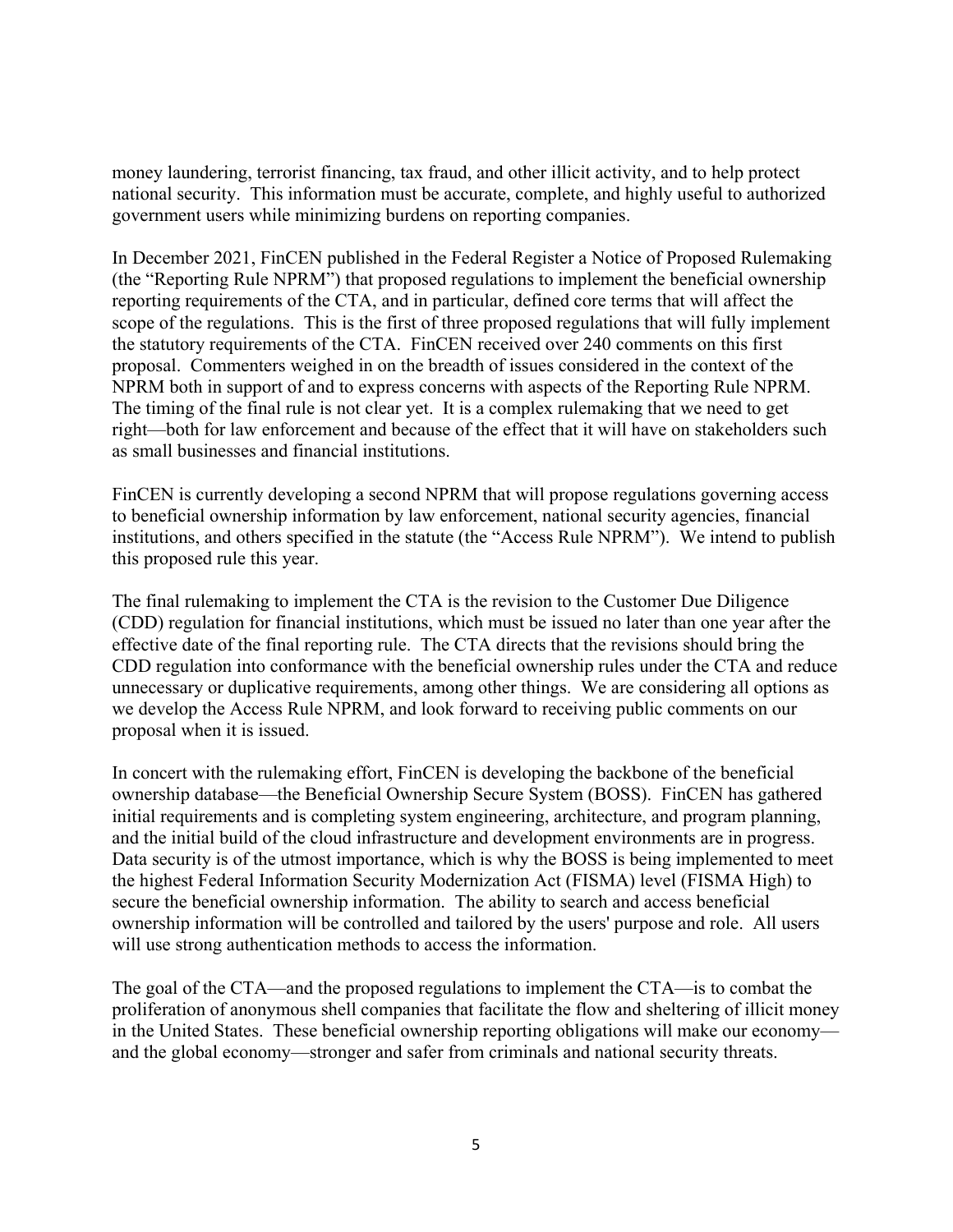money laundering, terrorist financing, tax fraud, and other illicit activity, and to help protect national security. This information must be accurate, complete, and highly useful to authorized government users while minimizing burdens on reporting companies.

In December 2021, FinCEN published in the Federal Register a Notice of Proposed Rulemaking (the "Reporting Rule NPRM") that proposed regulations to implement the beneficial ownership reporting requirements of the CTA, and in particular, defined core terms that will affect the scope of the regulations. This is the first of three proposed regulations that will fully implement the statutory requirements of the CTA. FinCEN received over 240 comments on this first proposal. Commenters weighed in on the breadth of issues considered in the context of the NPRM both in support of and to express concerns with aspects of the Reporting Rule NPRM. The timing of the final rule is not clear yet. It is a complex rulemaking that we need to get right—both for law enforcement and because of the effect that it will have on stakeholders such as small businesses and financial institutions.

FinCEN is currently developing a second NPRM that will propose regulations governing access to beneficial ownership information by law enforcement, national security agencies, financial institutions, and others specified in the statute (the "Access Rule NPRM"). We intend to publish this proposed rule this year.

The final rulemaking to implement the CTA is the revision to the Customer Due Diligence (CDD) regulation for financial institutions, which must be issued no later than one year after the effective date of the final reporting rule. The CTA directs that the revisions should bring the CDD regulation into conformance with the beneficial ownership rules under the CTA and reduce unnecessary or duplicative requirements, among other things. We are considering all options as we develop the Access Rule NPRM, and look forward to receiving public comments on our proposal when it is issued.

In concert with the rulemaking effort, FinCEN is developing the backbone of the beneficial ownership database—the Beneficial Ownership Secure System (BOSS). FinCEN has gathered initial requirements and is completing system engineering, architecture, and program planning, and the initial build of the cloud infrastructure and development environments are in progress. Data security is of the utmost importance, which is why the BOSS is being implemented to meet the highest Federal Information Security Modernization Act (FISMA) level (FISMA High) to secure the beneficial ownership information. The ability to search and access beneficial ownership information will be controlled and tailored by the users' purpose and role. All users will use strong authentication methods to access the information.

The goal of the CTA—and the proposed regulations to implement the CTA—is to combat the proliferation of anonymous shell companies that facilitate the flow and sheltering of illicit money in the United States. These beneficial ownership reporting obligations will make our economy—and the global economy—stronger and safer from criminals and national security threats.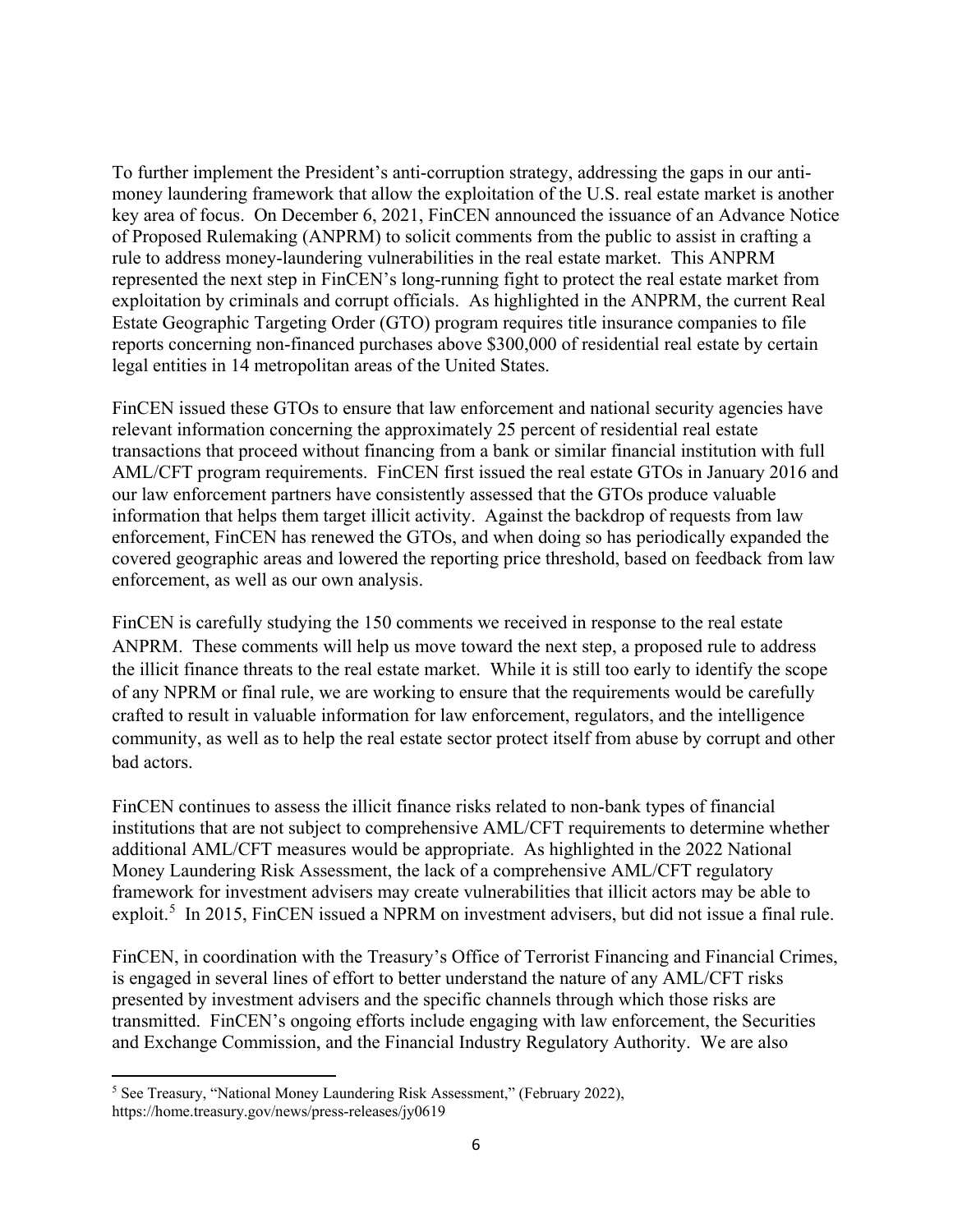To further implement the President's anti-corruption strategy, addressing the gaps in our anti-money laundering framework that allow the exploitation of the U.S. real estate market is another key area of focus. On December 6, 2021, FinCEN announced the issuance of an Advance Notice of Proposed Rulemaking (ANPRM) to solicit comments from the public to assist in crafting a rule to address money-laundering vulnerabilities in the real estate market. This ANPRM represented the next step in FinCEN's long-running fight to protect the real estate market from exploitation by criminals and corrupt officials. As highlighted in the ANPRM, the current Real Estate Geographic Targeting Order (GTO) program requires title insurance companies to file reports concerning non-financed purchases above $300,000 of residential real estate by certain legal entities in 14 metropolitan areas of the United States.

FinCEN issued these GTOs to ensure that law enforcement and national security agencies have relevant information concerning the approximately 25 percent of residential real estate transactions that proceed without financing from a bank or similar financial institution with full AML/CFT program requirements. FinCEN first issued the real estate GTOs in January 2016 and our law enforcement partners have consistently assessed that the GTOs produce valuable information that helps them target illicit activity. Against the backdrop of requests from law enforcement, FinCEN has renewed the GTOs, and when doing so has periodically expanded the covered geographic areas and lowered the reporting price threshold, based on feedback from law enforcement, as well as our own analysis.

FinCEN is carefully studying the 150 comments we received in response to the real estate ANPRM. These comments will help us move toward the next step, a proposed rule to address the illicit finance threats to the real estate market. While it is still too early to identify the scope of any NPRM or final rule, we are working to ensure that the requirements would be carefully crafted to result in valuable information for law enforcement, regulators, and the intelligence community, as well as to help the real estate sector protect itself from abuse by corrupt and other bad actors.

FinCEN continues to assess the illicit finance risks related to non-bank types of financial institutions that are not subject to comprehensive AML/CFT requirements to determine whether additional AML/CFT measures would be appropriate. As highlighted in the 2022 National Money Laundering Risk Assessment, the lack of a comprehensive AML/CFT regulatory framework for investment advisers may create vulnerabilities that illicit actors may be able to exploit.[5] In 2015, FinCEN issued a NPRM on investment advisers, but did not issue a final rule.

FinCEN, in coordination with the Treasury's Office of Terrorist Financing and Financial Crimes, is engaged in several lines of effort to better understand the nature of any AML/CFT risks presented by investment advisers and the specific channels through which those risks are transmitted. FinCEN's ongoing efforts include engaging with law enforcement, the Securities and Exchange Commission, and the Financial Industry Regulatory Authority. We are also

---

[5] See Treasury, "National Money Laundering Risk Assessment," (February 2022), https://home.treasury.gov/news/press-releases/jy0619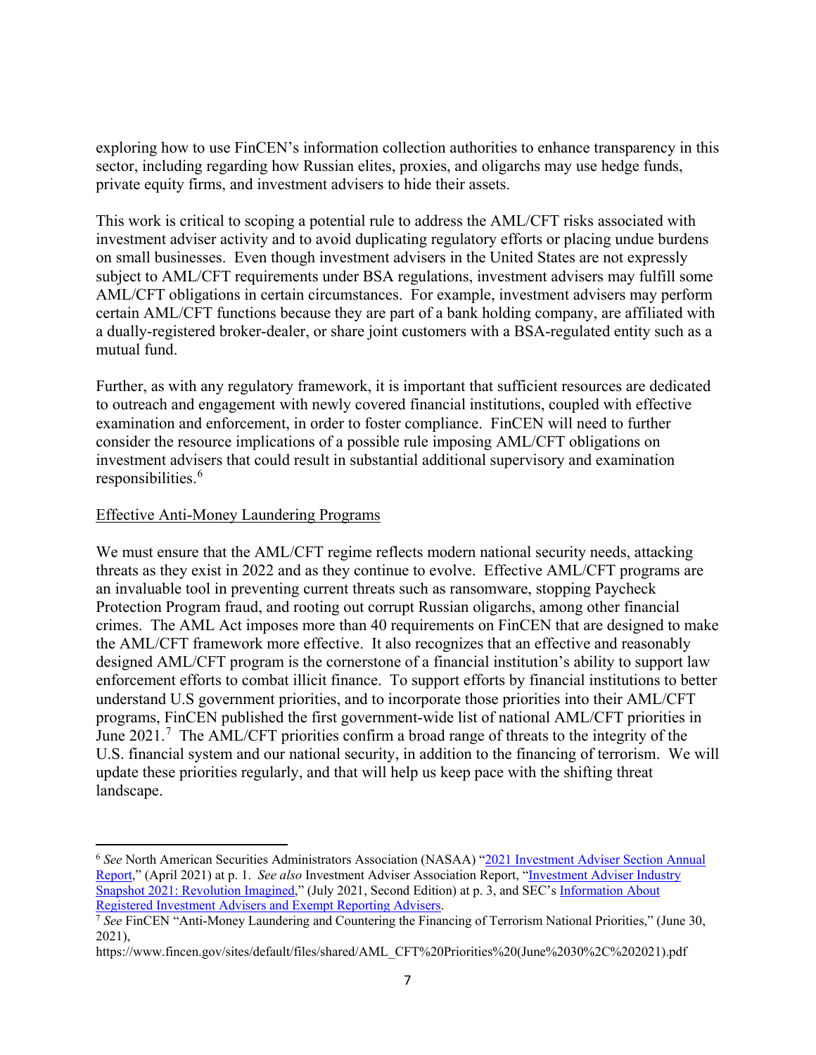exploring how to use FinCEN's information collection authorities to enhance transparency in this sector, including regarding how Russian elites, proxies, and oligarchs may use hedge funds, private equity firms, and investment advisers to hide their assets.

This work is critical to scoping a potential rule to address the AML/CFT risks associated with investment adviser activity and to avoid duplicating regulatory efforts or placing undue burdens on small businesses. Even though investment advisers in the United States are not expressly subject to AML/CFT requirements under BSA regulations, investment advisers may fulfill some AML/CFT obligations in certain circumstances. For example, investment advisers may perform certain AML/CFT functions because they are part of a bank holding company, are affiliated with a dually-registered broker-dealer, or share joint customers with a BSA-regulated entity such as a mutual fund.

Further, as with any regulatory framework, it is important that sufficient resources are dedicated to outreach and engagement with newly covered financial institutions, coupled with effective examination and enforcement, in order to foster compliance. FinCEN will need to further consider the resource implications of a possible rule imposing AML/CFT obligations on investment advisers that could result in substantial additional supervisory and examination responsibilities.[6]

Effective Anti-Money Laundering Programs

We must ensure that the AML/CFT regime reflects modern national security needs, attacking threats as they exist in 2022 and as they continue to evolve. Effective AML/CFT programs are an invaluable tool in preventing current threats such as ransomware, stopping Paycheck Protection Program fraud, and rooting out corrupt Russian oligarchs, among other financial crimes. The AML Act imposes more than 40 requirements on FinCEN that are designed to make the AML/CFT framework more effective. It also recognizes that an effective and reasonably designed AML/CFT program is the cornerstone of a financial institution's ability to support law enforcement efforts to combat illicit finance. To support efforts by financial institutions to better understand U.S government priorities, and to incorporate those priorities into their AML/CFT programs, FinCEN published the first government-wide list of national AML/CFT priorities in June 2021.[7] The AML/CFT priorities confirm a broad range of threats to the integrity of the U.S. financial system and our national security, in addition to the financing of terrorism. We will update these priorities regularly, and that will help us keep pace with the shifting threat landscape.

---

[6] *See* North American Securities Administrators Association (NASAA) "2021 Investment Adviser Section Annual Report," (April 2021) at p. 1. *See also* Investment Adviser Association Report, "Investment Adviser Industry Snapshot 2021: Revolution Imagined," (July 2021, Second Edition) at p. 3, and SEC's Information About Registered Investment Advisers and Exempt Reporting Advisers.

[7] *See* FinCEN "Anti-Money Laundering and Countering the Financing of Terrorism National Priorities," (June 30, 2021), https://www.fincen.gov/sites/default/files/shared/AML_CFT%20Priorities%20(June%2030%2C%202021).pdf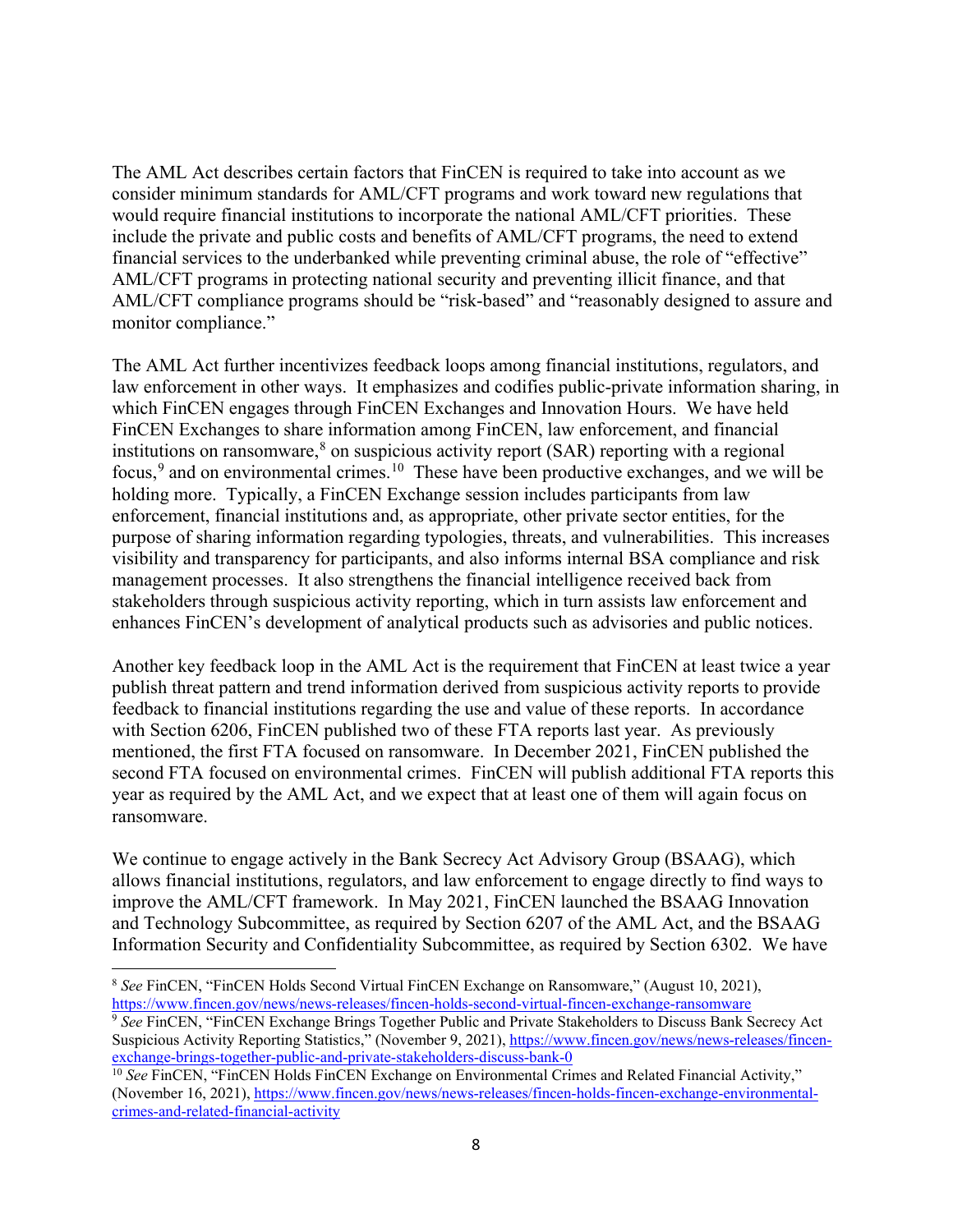The AML Act describes certain factors that FinCEN is required to take into account as we consider minimum standards for AML/CFT programs and work toward new regulations that would require financial institutions to incorporate the national AML/CFT priorities. These include the private and public costs and benefits of AML/CFT programs, the need to extend financial services to the underbanked while preventing criminal abuse, the role of "effective" AML/CFT programs in protecting national security and preventing illicit finance, and that AML/CFT compliance programs should be "risk-based" and "reasonably designed to assure and monitor compliance."

The AML Act further incentivizes feedback loops among financial institutions, regulators, and law enforcement in other ways. It emphasizes and codifies public-private information sharing, in which FinCEN engages through FinCEN Exchanges and Innovation Hours. We have held FinCEN Exchanges to share information among FinCEN, law enforcement, and financial institutions on ransomware,[8] on suspicious activity report (SAR) reporting with a regional focus,[9] and on environmental crimes.[10] These have been productive exchanges, and we will be holding more. Typically, a FinCEN Exchange session includes participants from law enforcement, financial institutions and, as appropriate, other private sector entities, for the purpose of sharing information regarding typologies, threats, and vulnerabilities. This increases visibility and transparency for participants, and also informs internal BSA compliance and risk management processes. It also strengthens the financial intelligence received back from stakeholders through suspicious activity reporting, which in turn assists law enforcement and enhances FinCEN's development of analytical products such as advisories and public notices.

Another key feedback loop in the AML Act is the requirement that FinCEN at least twice a year publish threat pattern and trend information derived from suspicious activity reports to provide feedback to financial institutions regarding the use and value of these reports. In accordance with Section 6206, FinCEN published two of these FTA reports last year. As previously mentioned, the first FTA focused on ransomware. In December 2021, FinCEN published the second FTA focused on environmental crimes. FinCEN will publish additional FTA reports this year as required by the AML Act, and we expect that at least one of them will again focus on ransomware.

We continue to engage actively in the Bank Secrecy Act Advisory Group (BSAAG), which allows financial institutions, regulators, and law enforcement to engage directly to find ways to improve the AML/CFT framework. In May 2021, FinCEN launched the BSAAG Innovation and Technology Subcommittee, as required by Section 6207 of the AML Act, and the BSAAG Information Security and Confidentiality Subcommittee, as required by Section 6302. We have

---

[8] *See* FinCEN, "FinCEN Holds Second Virtual FinCEN Exchange on Ransomware," (August 10, 2021), https://www.fincen.gov/news/news-releases/fincen-holds-second-virtual-fincen-exchange-ransomware

[9] *See* FinCEN, "FinCEN Exchange Brings Together Public and Private Stakeholders to Discuss Bank Secrecy Act Suspicious Activity Reporting Statistics," (November 9, 2021), https://www.fincen.gov/news/news-releases/fincen-exchange-brings-together-public-and-private-stakeholders-discuss-bank-0

[10] *See* FinCEN, "FinCEN Holds FinCEN Exchange on Environmental Crimes and Related Financial Activity," (November 16, 2021), https://www.fincen.gov/news/news-releases/fincen-holds-fincen-exchange-environmental-crimes-and-related-financial-activity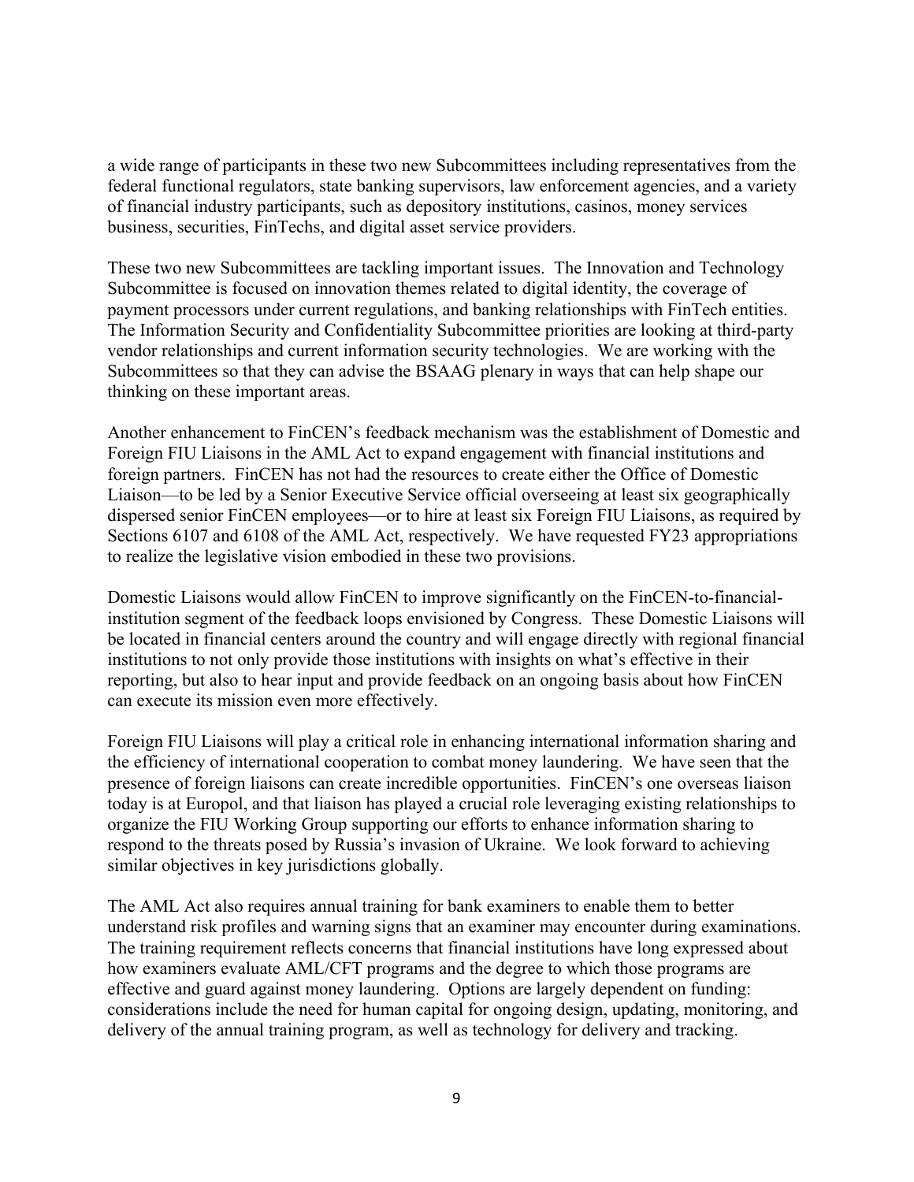a wide range of participants in these two new Subcommittees including representatives from the federal functional regulators, state banking supervisors, law enforcement agencies, and a variety of financial industry participants, such as depository institutions, casinos, money services business, securities, FinTechs, and digital asset service providers.

These two new Subcommittees are tackling important issues. The Innovation and Technology Subcommittee is focused on innovation themes related to digital identity, the coverage of payment processors under current regulations, and banking relationships with FinTech entities. The Information Security and Confidentiality Subcommittee priorities are looking at third-party vendor relationships and current information security technologies. We are working with the Subcommittees so that they can advise the BSAAG plenary in ways that can help shape our thinking on these important areas.

Another enhancement to FinCEN's feedback mechanism was the establishment of Domestic and Foreign FIU Liaisons in the AML Act to expand engagement with financial institutions and foreign partners. FinCEN has not had the resources to create either the Office of Domestic Liaison—to be led by a Senior Executive Service official overseeing at least six geographically dispersed senior FinCEN employees—or to hire at least six Foreign FIU Liaisons, as required by Sections 6107 and 6108 of the AML Act, respectively. We have requested FY23 appropriations to realize the legislative vision embodied in these two provisions.

Domestic Liaisons would allow FinCEN to improve significantly on the FinCEN-to-financial-institution segment of the feedback loops envisioned by Congress. These Domestic Liaisons will be located in financial centers around the country and will engage directly with regional financial institutions to not only provide those institutions with insights on what's effective in their reporting, but also to hear input and provide feedback on an ongoing basis about how FinCEN can execute its mission even more effectively.

Foreign FIU Liaisons will play a critical role in enhancing international information sharing and the efficiency of international cooperation to combat money laundering. We have seen that the presence of foreign liaisons can create incredible opportunities. FinCEN's one overseas liaison today is at Europol, and that liaison has played a crucial role leveraging existing relationships to organize the FIU Working Group supporting our efforts to enhance information sharing to respond to the threats posed by Russia's invasion of Ukraine. We look forward to achieving similar objectives in key jurisdictions globally.

The AML Act also requires annual training for bank examiners to enable them to better understand risk profiles and warning signs that an examiner may encounter during examinations. The training requirement reflects concerns that financial institutions have long expressed about how examiners evaluate AML/CFT programs and the degree to which those programs are effective and guard against money laundering. Options are largely dependent on funding: considerations include the need for human capital for ongoing design, updating, monitoring, and delivery of the annual training program, as well as technology for delivery and tracking.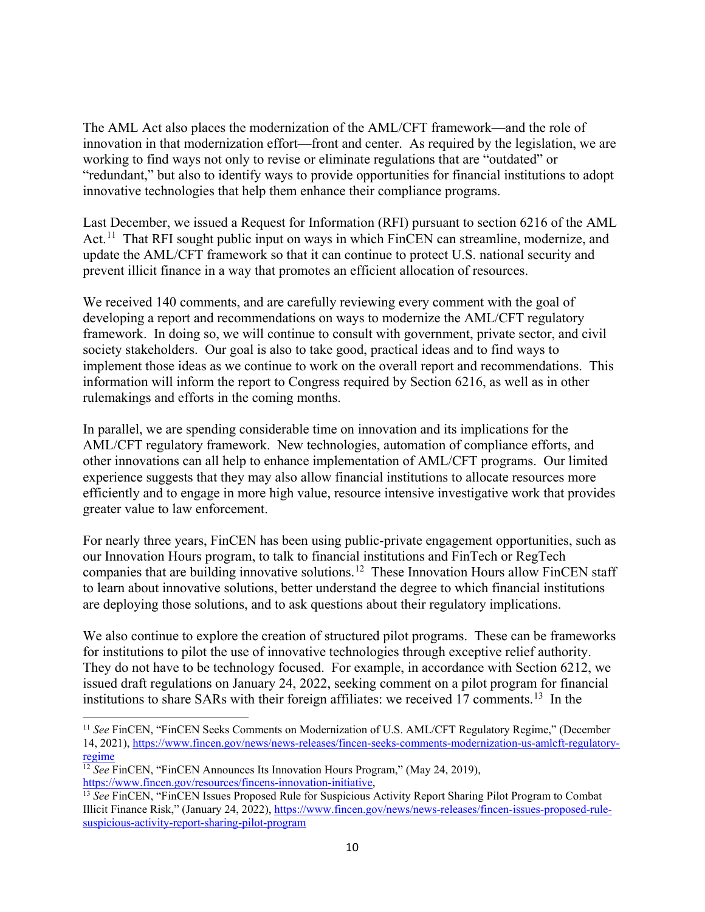The AML Act also places the modernization of the AML/CFT framework—and the role of innovation in that modernization effort—front and center. As required by the legislation, we are working to find ways not only to revise or eliminate regulations that are "outdated" or "redundant," but also to identify ways to provide opportunities for financial institutions to adopt innovative technologies that help them enhance their compliance programs.

Last December, we issued a Request for Information (RFI) pursuant to section 6216 of the AML Act.[11] That RFI sought public input on ways in which FinCEN can streamline, modernize, and update the AML/CFT framework so that it can continue to protect U.S. national security and prevent illicit finance in a way that promotes an efficient allocation of resources.

We received 140 comments, and are carefully reviewing every comment with the goal of developing a report and recommendations on ways to modernize the AML/CFT regulatory framework. In doing so, we will continue to consult with government, private sector, and civil society stakeholders. Our goal is also to take good, practical ideas and to find ways to implement those ideas as we continue to work on the overall report and recommendations. This information will inform the report to Congress required by Section 6216, as well as in other rulemakings and efforts in the coming months.

In parallel, we are spending considerable time on innovation and its implications for the AML/CFT regulatory framework. New technologies, automation of compliance efforts, and other innovations can all help to enhance implementation of AML/CFT programs. Our limited experience suggests that they may also allow financial institutions to allocate resources more efficiently and to engage in more high value, resource intensive investigative work that provides greater value to law enforcement.

For nearly three years, FinCEN has been using public-private engagement opportunities, such as our Innovation Hours program, to talk to financial institutions and FinTech or RegTech companies that are building innovative solutions.[12] These Innovation Hours allow FinCEN staff to learn about innovative solutions, better understand the degree to which financial institutions are deploying those solutions, and to ask questions about their regulatory implications.

We also continue to explore the creation of structured pilot programs. These can be frameworks for institutions to pilot the use of innovative technologies through exceptive relief authority. They do not have to be technology focused. For example, in accordance with Section 6212, we issued draft regulations on January 24, 2022, seeking comment on a pilot program for financial institutions to share SARs with their foreign affiliates: we received 17 comments.[13] In the

---

[11] *See* FinCEN, "FinCEN Seeks Comments on Modernization of U.S. AML/CFT Regulatory Regime," (December 14, 2021), https://www.fincen.gov/news/news-releases/fincen-seeks-comments-modernization-us-amlcft-regulatory-regime

[12] *See* FinCEN, "FinCEN Announces Its Innovation Hours Program," (May 24, 2019), https://www.fincen.gov/resources/fincens-innovation-initiative,

[13] *See* FinCEN, "FinCEN Issues Proposed Rule for Suspicious Activity Report Sharing Pilot Program to Combat Illicit Finance Risk," (January 24, 2022), https://www.fincen.gov/news/news-releases/fincen-issues-proposed-rule-suspicious-activity-report-sharing-pilot-program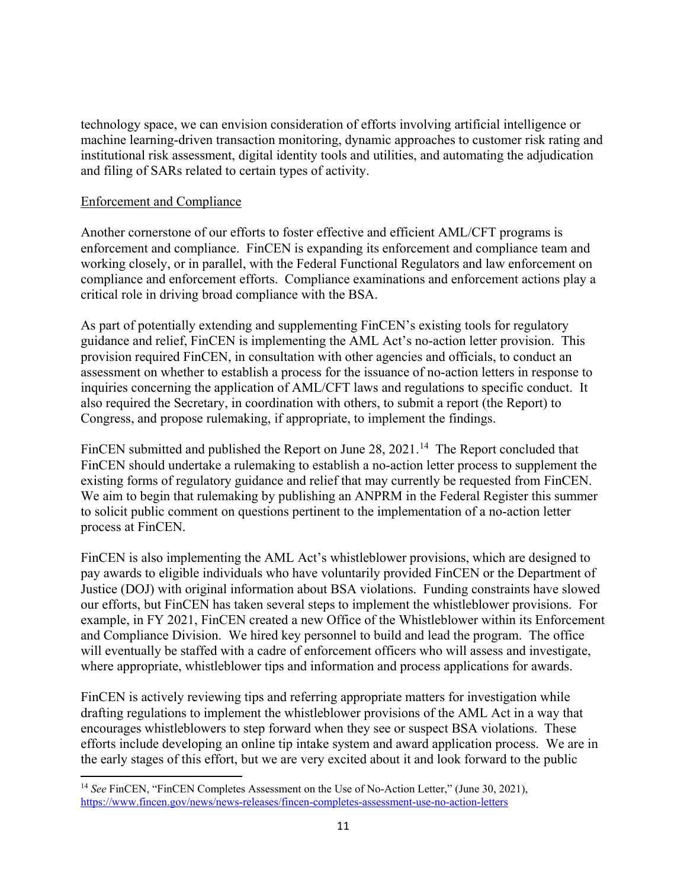technology space, we can envision consideration of efforts involving artificial intelligence or machine learning-driven transaction monitoring, dynamic approaches to customer risk rating and institutional risk assessment, digital identity tools and utilities, and automating the adjudication and filing of SARs related to certain types of activity.

Enforcement and Compliance

Another cornerstone of our efforts to foster effective and efficient AML/CFT programs is enforcement and compliance. FinCEN is expanding its enforcement and compliance team and working closely, or in parallel, with the Federal Functional Regulators and law enforcement on compliance and enforcement efforts. Compliance examinations and enforcement actions play a critical role in driving broad compliance with the BSA.

As part of potentially extending and supplementing FinCEN's existing tools for regulatory guidance and relief, FinCEN is implementing the AML Act's no-action letter provision. This provision required FinCEN, in consultation with other agencies and officials, to conduct an assessment on whether to establish a process for the issuance of no-action letters in response to inquiries concerning the application of AML/CFT laws and regulations to specific conduct. It also required the Secretary, in coordination with others, to submit a report (the Report) to Congress, and propose rulemaking, if appropriate, to implement the findings.

FinCEN submitted and published the Report on June 28, 2021.[14] The Report concluded that FinCEN should undertake a rulemaking to establish a no-action letter process to supplement the existing forms of regulatory guidance and relief that may currently be requested from FinCEN. We aim to begin that rulemaking by publishing an ANPRM in the Federal Register this summer to solicit public comment on questions pertinent to the implementation of a no-action letter process at FinCEN.

FinCEN is also implementing the AML Act's whistleblower provisions, which are designed to pay awards to eligible individuals who have voluntarily provided FinCEN or the Department of Justice (DOJ) with original information about BSA violations. Funding constraints have slowed our efforts, but FinCEN has taken several steps to implement the whistleblower provisions. For example, in FY 2021, FinCEN created a new Office of the Whistleblower within its Enforcement and Compliance Division. We hired key personnel to build and lead the program. The office will eventually be staffed with a cadre of enforcement officers who will assess and investigate, where appropriate, whistleblower tips and information and process applications for awards.

FinCEN is actively reviewing tips and referring appropriate matters for investigation while drafting regulations to implement the whistleblower provisions of the AML Act in a way that encourages whistleblowers to step forward when they see or suspect BSA violations. These efforts include developing an online tip intake system and award application process. We are in the early stages of this effort, but we are very excited about it and look forward to the public

---

[14] *See* FinCEN, "FinCEN Completes Assessment on the Use of No-Action Letter," (June 30, 2021), https://www.fincen.gov/news/news-releases/fincen-completes-assessment-use-no-action-letters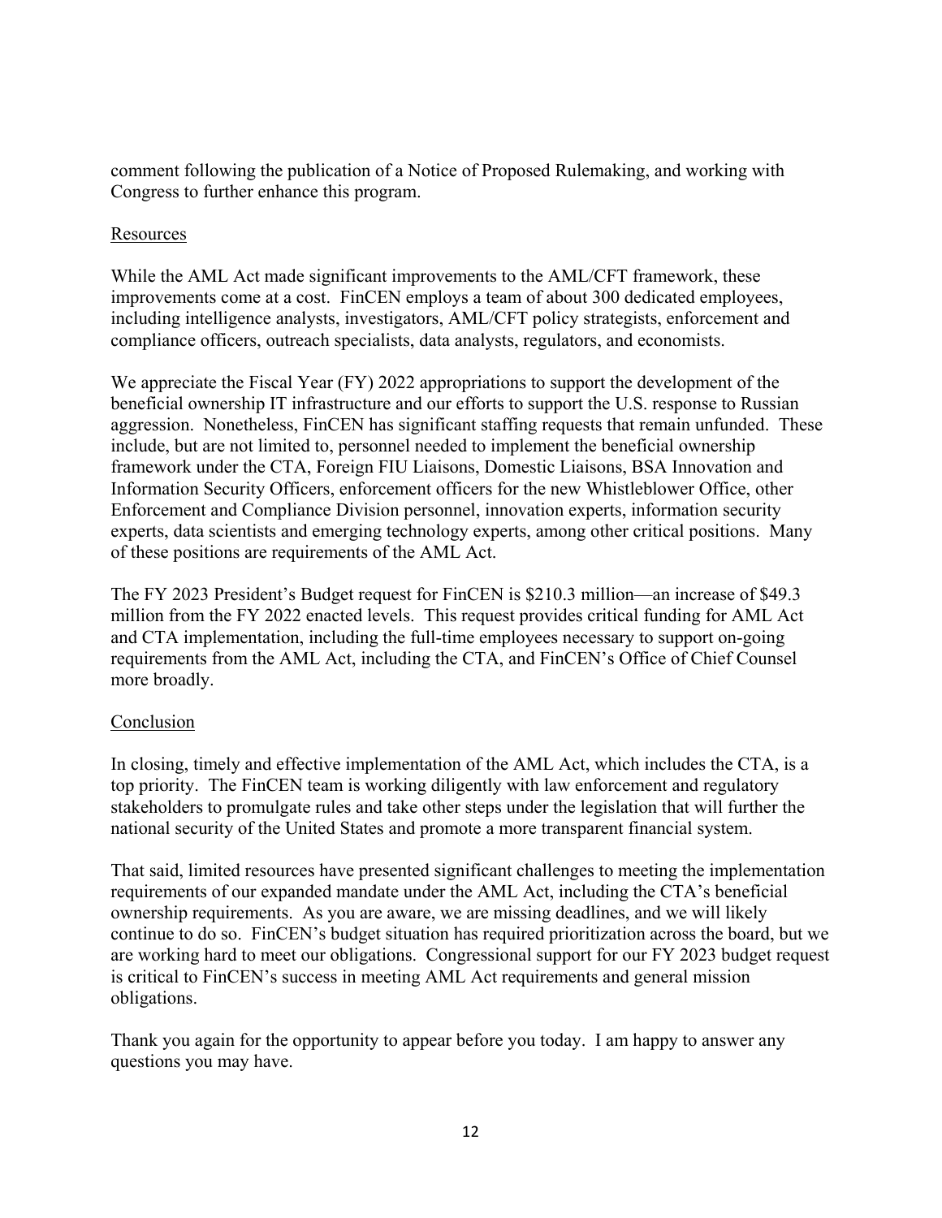comment following the publication of a Notice of Proposed Rulemaking, and working with Congress to further enhance this program.

## Resources

While the AML Act made significant improvements to the AML/CFT framework, these improvements come at a cost. FinCEN employs a team of about 300 dedicated employees, including intelligence analysts, investigators, AML/CFT policy strategists, enforcement and compliance officers, outreach specialists, data analysts, regulators, and economists.

We appreciate the Fiscal Year (FY) 2022 appropriations to support the development of the beneficial ownership IT infrastructure and our efforts to support the U.S. response to Russian aggression. Nonetheless, FinCEN has significant staffing requests that remain unfunded. These include, but are not limited to, personnel needed to implement the beneficial ownership framework under the CTA, Foreign FIU Liaisons, Domestic Liaisons, BSA Innovation and Information Security Officers, enforcement officers for the new Whistleblower Office, other Enforcement and Compliance Division personnel, innovation experts, information security experts, data scientists and emerging technology experts, among other critical positions. Many of these positions are requirements of the AML Act.

The FY 2023 President's Budget request for FinCEN is $210.3 million—an increase of $49.3 million from the FY 2022 enacted levels. This request provides critical funding for AML Act and CTA implementation, including the full-time employees necessary to support on-going requirements from the AML Act, including the CTA, and FinCEN's Office of Chief Counsel more broadly.

## Conclusion

In closing, timely and effective implementation of the AML Act, which includes the CTA, is a top priority. The FinCEN team is working diligently with law enforcement and regulatory stakeholders to promulgate rules and take other steps under the legislation that will further the national security of the United States and promote a more transparent financial system.

That said, limited resources have presented significant challenges to meeting the implementation requirements of our expanded mandate under the AML Act, including the CTA's beneficial ownership requirements. As you are aware, we are missing deadlines, and we will likely continue to do so. FinCEN's budget situation has required prioritization across the board, but we are working hard to meet our obligations. Congressional support for our FY 2023 budget request is critical to FinCEN's success in meeting AML Act requirements and general mission obligations.

Thank you again for the opportunity to appear before you today. I am happy to answer any questions you may have.